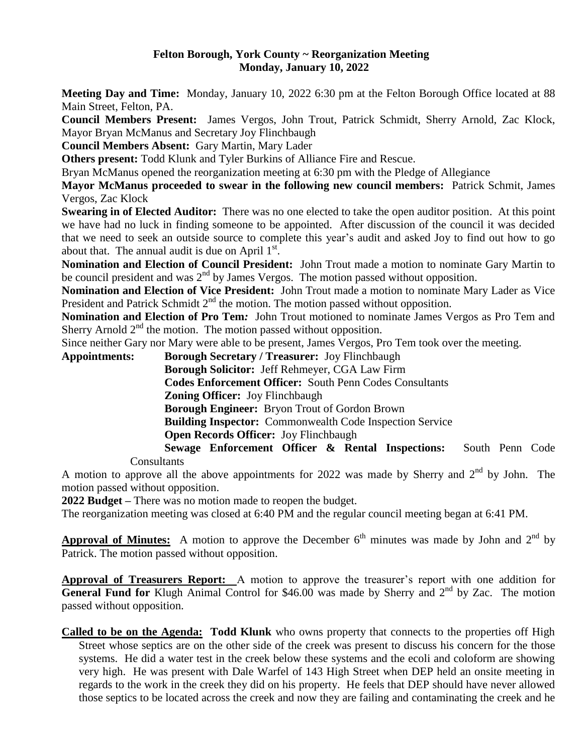**Felton Borough, York County ~ Reorganization Meeting**
**Monday, January 10, 2022**

**Meeting Day and Time:** Monday, January 10, 2022 6:30 pm at the Felton Borough Office located at 88 Main Street, Felton, PA.

**Council Members Present:** James Vergos, John Trout, Patrick Schmidt, Sherry Arnold, Zac Klock, Mayor Bryan McManus and Secretary Joy Flinchbaugh

**Council Members Absent:** Gary Martin, Mary Lader

**Others present:** Todd Klunk and Tyler Burkins of Alliance Fire and Rescue.

Bryan McManus opened the reorganization meeting at 6:30 pm with the Pledge of Allegiance

**Mayor McManus proceeded to swear in the following new council members:** Patrick Schmit, James Vergos, Zac Klock

**Swearing in of Elected Auditor:** There was no one elected to take the open auditor position. At this point we have had no luck in finding someone to be appointed. After discussion of the council it was decided that we need to seek an outside source to complete this year's audit and asked Joy to find out how to go about that. The annual audit is due on April 1st.

**Nomination and Election of Council President:** John Trout made a motion to nominate Gary Martin to be council president and was 2nd by James Vergos. The motion passed without opposition.

**Nomination and Election of Vice President:** John Trout made a motion to nominate Mary Lader as Vice President and Patrick Schmidt 2nd the motion. The motion passed without opposition.

**Nomination and Election of Pro Tem:** John Trout motioned to nominate James Vergos as Pro Tem and Sherry Arnold 2nd the motion. The motion passed without opposition.

Since neither Gary nor Mary were able to be present, James Vergos, Pro Tem took over the meeting.

**Appointments:**
- **Borough Secretary / Treasurer:** Joy Flinchbaugh
- **Borough Solicitor:** Jeff Rehmeyer, CGA Law Firm
- **Codes Enforcement Officer:** South Penn Codes Consultants
- **Zoning Officer:** Joy Flinchbaugh
- **Borough Engineer:** Bryon Trout of Gordon Brown
- **Building Inspector:** Commonwealth Code Inspection Service
- **Open Records Officer:** Joy Flinchbaugh
- **Sewage Enforcement Officer & Rental Inspections:** South Penn Code Consultants

A motion to approve all the above appointments for 2022 was made by Sherry and 2nd by John. The motion passed without opposition.

**2022 Budget –** There was no motion made to reopen the budget.

The reorganization meeting was closed at 6:40 PM and the regular council meeting began at 6:41 PM.

**Approval of Minutes:** A motion to approve the December 6th minutes was made by John and 2nd by Patrick. The motion passed without opposition.

**Approval of Treasurers Report:** A motion to approve the treasurer's report with one addition for **General Fund for** Klugh Animal Control for $46.00 was made by Sherry and 2nd by Zac. The motion passed without opposition.

**Called to be on the Agenda:** **Todd Klunk** who owns property that connects to the properties off High Street whose septics are on the other side of the creek was present to discuss his concern for the those systems. He did a water test in the creek below these systems and the ecoli and coloform are showing very high. He was present with Dale Warfel of 143 High Street when DEP held an onsite meeting in regards to the work in the creek they did on his property. He feels that DEP should have never allowed those septics to be located across the creek and now they are failing and contaminating the creek and he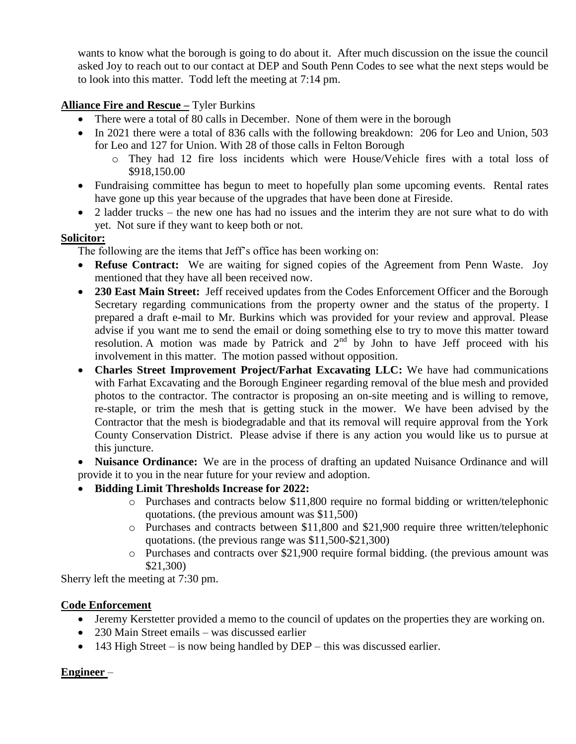wants to know what the borough is going to do about it. After much discussion on the issue the council asked Joy to reach out to our contact at DEP and South Penn Codes to see what the next steps would be to look into this matter. Todd left the meeting at 7:14 pm.

**Alliance Fire and Rescue –** Tyler Burkins

- There were a total of 80 calls in December. None of them were in the borough
- In 2021 there were a total of 836 calls with the following breakdown: 206 for Leo and Union, 503 for Leo and 127 for Union. With 28 of those calls in Felton Borough
  - They had 12 fire loss incidents which were House/Vehicle fires with a total loss of $918,150.00
- Fundraising committee has begun to meet to hopefully plan some upcoming events. Rental rates have gone up this year because of the upgrades that have been done at Fireside.
- 2 ladder trucks – the new one has had no issues and the interim they are not sure what to do with yet. Not sure if they want to keep both or not.

**Solicitor:**

The following are the items that Jeff's office has been working on:

- **Refuse Contract:** We are waiting for signed copies of the Agreement from Penn Waste. Joy mentioned that they have all been received now.
- **230 East Main Street:** Jeff received updates from the Codes Enforcement Officer and the Borough Secretary regarding communications from the property owner and the status of the property. I prepared a draft e-mail to Mr. Burkins which was provided for your review and approval. Please advise if you want me to send the email or doing something else to try to move this matter toward resolution. A motion was made by Patrick and 2nd by John to have Jeff proceed with his involvement in this matter. The motion passed without opposition.
- **Charles Street Improvement Project/Farhat Excavating LLC:** We have had communications with Farhat Excavating and the Borough Engineer regarding removal of the blue mesh and provided photos to the contractor. The contractor is proposing an on-site meeting and is willing to remove, re-staple, or trim the mesh that is getting stuck in the mower. We have been advised by the Contractor that the mesh is biodegradable and that its removal will require approval from the York County Conservation District. Please advise if there is any action you would like us to pursue at this juncture.
- **Nuisance Ordinance:** We are in the process of drafting an updated Nuisance Ordinance and will provide it to you in the near future for your review and adoption.
- **Bidding Limit Thresholds Increase for 2022:**
  - Purchases and contracts below $11,800 require no formal bidding or written/telephonic quotations. (the previous amount was $11,500)
  - Purchases and contracts between $11,800 and $21,900 require three written/telephonic quotations. (the previous range was $11,500-$21,300)
  - Purchases and contracts over $21,900 require formal bidding. (the previous amount was $21,300)

Sherry left the meeting at 7:30 pm.

**Code Enforcement**

- Jeremy Kerstetter provided a memo to the council of updates on the properties they are working on.
- 230 Main Street emails – was discussed earlier
- 143 High Street – is now being handled by DEP – this was discussed earlier.

**Engineer** –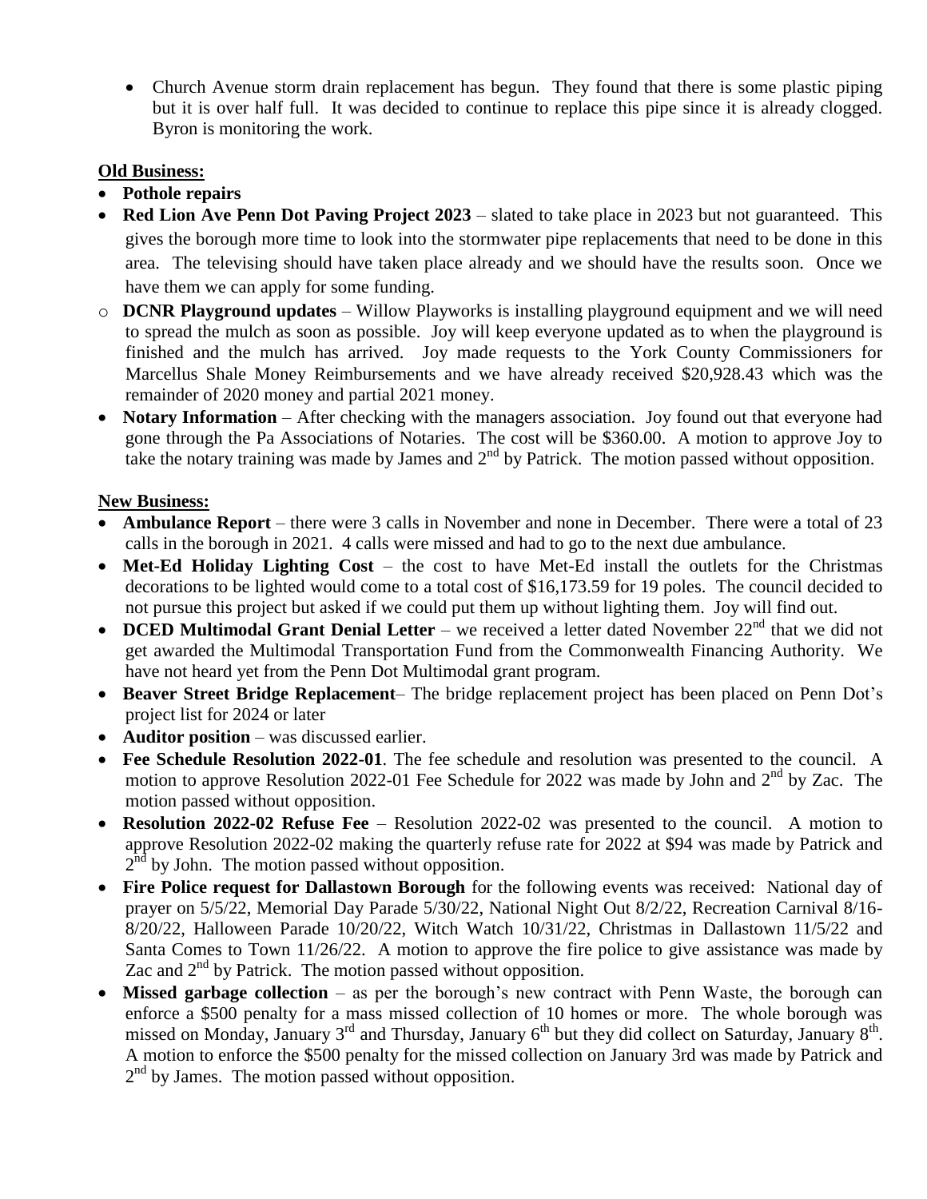- Church Avenue storm drain replacement has begun. They found that there is some plastic piping but it is over half full. It was decided to continue to replace this pipe since it is already clogged. Byron is monitoring the work.

**Old Business:**

- **Pothole repairs**
- **Red Lion Ave Penn Dot Paving Project 2023** – slated to take place in 2023 but not guaranteed. This gives the borough more time to look into the stormwater pipe replacements that need to be done in this area. The televising should have taken place already and we should have the results soon. Once we have them we can apply for some funding.
  - **DCNR Playground updates** – Willow Playworks is installing playground equipment and we will need to spread the mulch as soon as possible. Joy will keep everyone updated as to when the playground is finished and the mulch has arrived. Joy made requests to the York County Commissioners for Marcellus Shale Money Reimbursements and we have already received $20,928.43 which was the remainder of 2020 money and partial 2021 money.
- **Notary Information** – After checking with the managers association. Joy found out that everyone had gone through the Pa Associations of Notaries. The cost will be $360.00. A motion to approve Joy to take the notary training was made by James and 2nd by Patrick. The motion passed without opposition.

**New Business:**

- **Ambulance Report** – there were 3 calls in November and none in December. There were a total of 23 calls in the borough in 2021. 4 calls were missed and had to go to the next due ambulance.
- **Met-Ed Holiday Lighting Cost** – the cost to have Met-Ed install the outlets for the Christmas decorations to be lighted would come to a total cost of $16,173.59 for 19 poles. The council decided to not pursue this project but asked if we could put them up without lighting them. Joy will find out.
- **DCED Multimodal Grant Denial Letter** – we received a letter dated November 22nd that we did not get awarded the Multimodal Transportation Fund from the Commonwealth Financing Authority. We have not heard yet from the Penn Dot Multimodal grant program.
- **Beaver Street Bridge Replacement**– The bridge replacement project has been placed on Penn Dot's project list for 2024 or later
- **Auditor position** – was discussed earlier.
- **Fee Schedule Resolution 2022-01**. The fee schedule and resolution was presented to the council. A motion to approve Resolution 2022-01 Fee Schedule for 2022 was made by John and 2nd by Zac. The motion passed without opposition.
- **Resolution 2022-02 Refuse Fee** – Resolution 2022-02 was presented to the council. A motion to approve Resolution 2022-02 making the quarterly refuse rate for 2022 at $94 was made by Patrick and 2nd by John. The motion passed without opposition.
- **Fire Police request for Dallastown Borough** for the following events was received: National day of prayer on 5/5/22, Memorial Day Parade 5/30/22, National Night Out 8/2/22, Recreation Carnival 8/16-8/20/22, Halloween Parade 10/20/22, Witch Watch 10/31/22, Christmas in Dallastown 11/5/22 and Santa Comes to Town 11/26/22. A motion to approve the fire police to give assistance was made by Zac and 2nd by Patrick. The motion passed without opposition.
- **Missed garbage collection** – as per the borough's new contract with Penn Waste, the borough can enforce a $500 penalty for a mass missed collection of 10 homes or more. The whole borough was missed on Monday, January 3rd and Thursday, January 6th but they did collect on Saturday, January 8th. A motion to enforce the $500 penalty for the missed collection on January 3rd was made by Patrick and 2nd by James. The motion passed without opposition.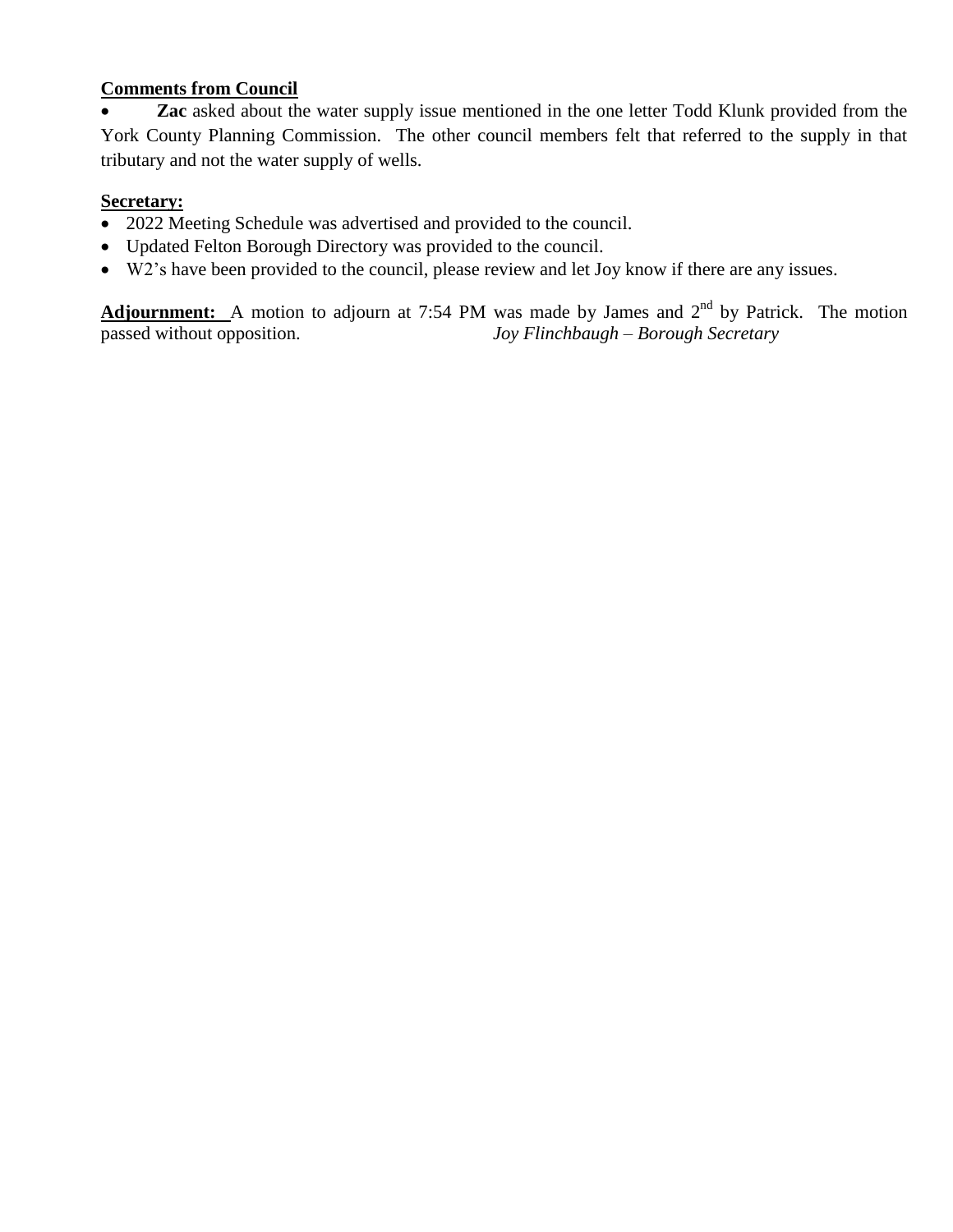**Comments from Council**

- **Zac** asked about the water supply issue mentioned in the one letter Todd Klunk provided from the York County Planning Commission. The other council members felt that referred to the supply in that tributary and not the water supply of wells.

**Secretary:**

- 2022 Meeting Schedule was advertised and provided to the council.
- Updated Felton Borough Directory was provided to the council.
- W2's have been provided to the council, please review and let Joy know if there are any issues.

**Adjournment:** A motion to adjourn at 7:54 PM was made by James and 2nd by Patrick. The motion passed without opposition. *Joy Flinchbaugh – Borough Secretary*